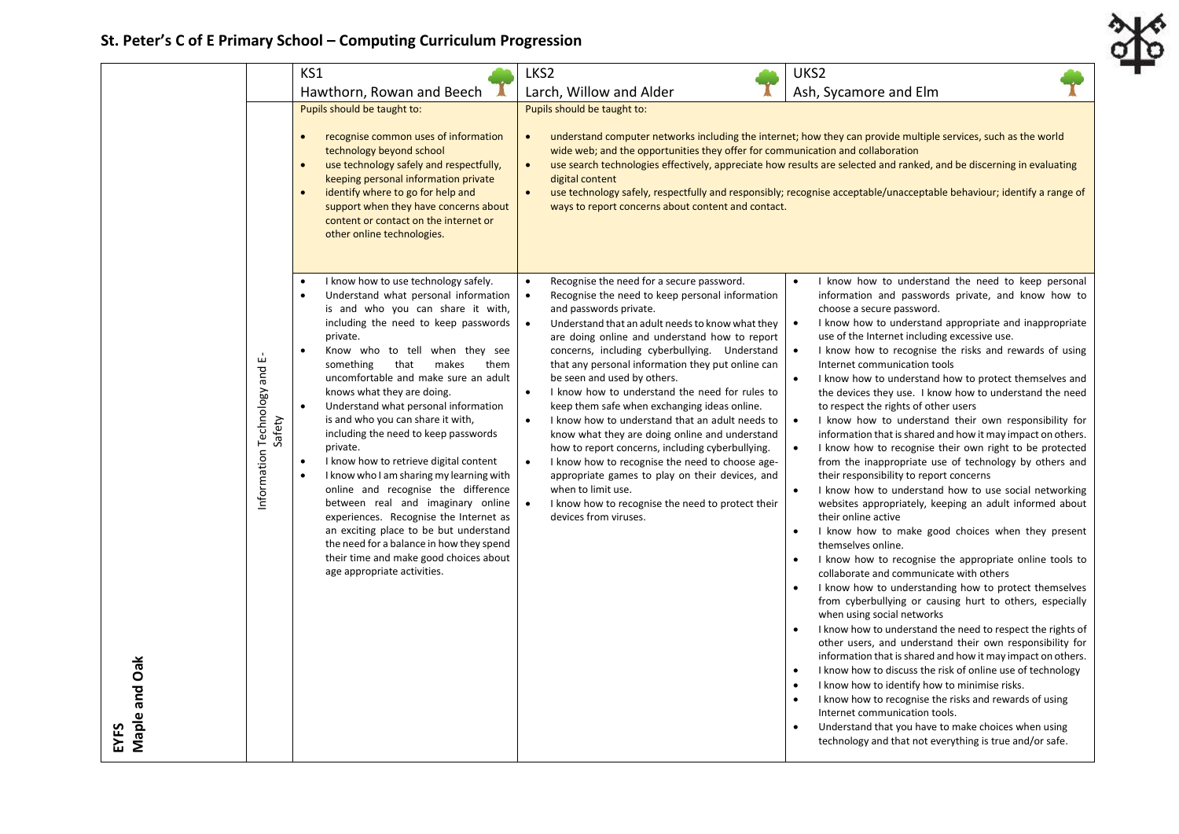# St. Peter's C of E Primary School – Computing Curriculum Progression

| EYFS Maple and Oak | | KS1 Hawthorn, Rowan and Beech | LKS2 Larch, Willow and Alder | UKS2 Ash, Sycamore and Elm |
|---|---|---|---|---|
| | | Pupils should be taught to:<br><br>• recognise common uses of information technology beyond school<br>• use technology safely and respectfully, keeping personal information private<br>• identify where to go for help and support when they have concerns about content or contact on the internet or other online technologies. | Pupils should be taught to:<br><br>• understand computer networks including the internet; how they can provide multiple services, such as the world wide web; and the opportunities they offer for communication and collaboration<br>• use search technologies effectively, appreciate how results are selected and ranked, and be discerning in evaluating digital content<br>• use technology safely, respectfully and responsibly; recognise acceptable/unacceptable behaviour; identify a range of ways to report concerns about content and contact. | |
| | Information Technology and E-Safety | • I know how to use technology safely.<br>• Understand what personal information is and who you can share it with, including the need to keep passwords private.<br>• Know who to tell when they see something that makes them uncomfortable and make sure an adult knows what they are doing.<br>• Understand what personal information is and who you can share it with, including the need to keep passwords private.<br>• I know how to retrieve digital content<br>• I know who I am sharing my learning with online and recognise the difference between real and imaginary online experiences. Recognise the Internet as an exciting place to be but understand the need for a balance in how they spend their time and make good choices about age appropriate activities. | • Recognise the need for a secure password.<br>• Recognise the need to keep personal information and passwords private.<br>• Understand that an adult needs to know what they are doing online and understand how to report concerns, including cyberbullying. Understand that any personal information they put online can be seen and used by others.<br>• I know how to understand the need for rules to keep them safe when exchanging ideas online.<br>• I know how to understand that an adult needs to know what they are doing online and understand how to report concerns, including cyberbullying.<br>• I know how to recognise the need to choose age-appropriate games to play on their devices, and when to limit use.<br>• I know how to recognise the need to protect their devices from viruses. | • I know how to understand the need to keep personal information and passwords private, and know how to choose a secure password.<br>• I know how to understand appropriate and inappropriate use of the Internet including excessive use.<br>• I know how to recognise the risks and rewards of using Internet communication tools<br>• I know how to understand how to protect themselves and the devices they use. I know how to understand the need to respect the rights of other users<br>• I know how to understand their own responsibility for information that is shared and how it may impact on others.<br>• I know how to recognise their own right to be protected from the inappropriate use of technology by others and their responsibility to report concerns<br>• I know how to understand how to use social networking websites appropriately, keeping an adult informed about their online active<br>• I know how to make good choices when they present themselves online.<br>• I know how to recognise the appropriate online tools to collaborate and communicate with others<br>• I know how to understanding how to protect themselves from cyberbullying or causing hurt to others, especially when using social networks<br>• I know how to understand the need to respect the rights of other users, and understand their own responsibility for information that is shared and how it may impact on others.<br>• I know how to discuss the risk of online use of technology<br>• I know how to identify how to minimise risks.<br>• I know how to recognise the risks and rewards of using Internet communication tools.<br>• Understand that you have to make choices when using technology and that not everything is true and/or safe. |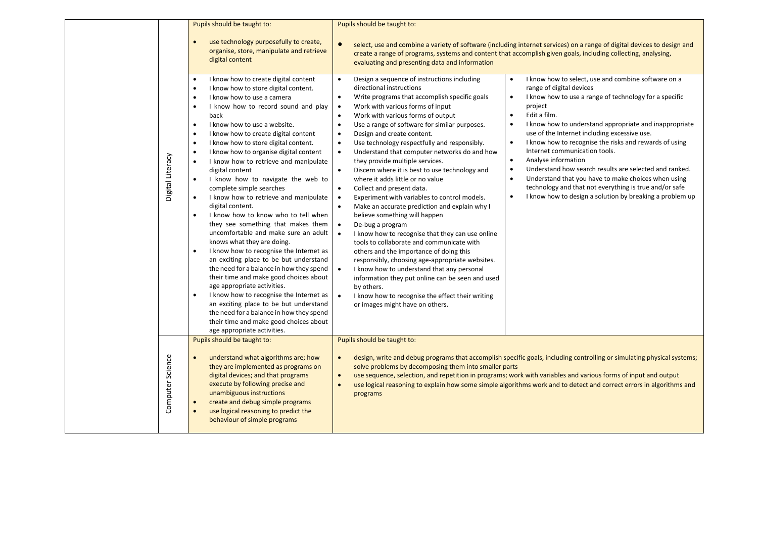| | | | | |
|---|---|---|---|---|
| | Digital Literacy | Pupils should be taught to:<br><br>• use technology purposefully to create, organise, store, manipulate and retrieve digital content | Pupils should be taught to:<br><br>• select, use and combine a variety of software (including internet services) on a range of digital devices to design and create a range of programs, systems and content that accomplish given goals, including collecting, analysing, evaluating and presenting data and information | |
| | | • I know how to create digital content<br>• I know how to store digital content.<br>• I know how to use a camera<br>• I know how to record sound and play back<br>• I know how to use a website.<br>• I know how to create digital content<br>• I know how to store digital content.<br>• I know how to organise digital content<br>• I know how to retrieve and manipulate digital content<br>• I know how to navigate the web to complete simple searches<br>• I know how to retrieve and manipulate digital content.<br>• I know how to know who to tell when they see something that makes them uncomfortable and make sure an adult knows what they are doing.<br>• I know how to recognise the Internet as an exciting place to be but understand the need for a balance in how they spend their time and make good choices about age appropriate activities.<br>• I know how to recognise the Internet as an exciting place to be but understand the need for a balance in how they spend their time and make good choices about age appropriate activities. | • Design a sequence of instructions including directional instructions<br>• Write programs that accomplish specific goals<br>• Work with various forms of input<br>• Work with various forms of output<br>• Use a range of software for similar purposes.<br>• Design and create content.<br>• Use technology respectfully and responsibly.<br>• Understand that computer networks do and how they provide multiple services.<br>• Discern where it is best to use technology and where it adds little or no value<br>• Collect and present data.<br>• Experiment with variables to control models.<br>• Make an accurate prediction and explain why I believe something will happen<br>• De-bug a program<br>• I know how to recognise that they can use online tools to collaborate and communicate with others and the importance of doing this responsibly, choosing age-appropriate websites.<br>• I know how to understand that any personal information they put online can be seen and used by others.<br>• I know how to recognise the effect their writing or images might have on others. | • I know how to select, use and combine software on a range of digital devices<br>• I know how to use a range of technology for a specific project<br>• Edit a film.<br>• I know how to understand appropriate and inappropriate use of the Internet including excessive use.<br>• I know how to recognise the risks and rewards of using Internet communication tools.<br>• Analyse information<br>• Understand how search results are selected and ranked.<br>• Understand that you have to make choices when using technology and that not everything is true and/or safe<br>• I know how to design a solution by breaking a problem up |
| | Computer Science | Pupils should be taught to:<br><br>• understand what algorithms are; how they are implemented as programs on digital devices; and that programs execute by following precise and unambiguous instructions<br>• create and debug simple programs<br>• use logical reasoning to predict the behaviour of simple programs | Pupils should be taught to:<br><br>• design, write and debug programs that accomplish specific goals, including controlling or simulating physical systems; solve problems by decomposing them into smaller parts<br>• use sequence, selection, and repetition in programs; work with variables and various forms of input and output<br>• use logical reasoning to explain how some simple algorithms work and to detect and correct errors in algorithms and programs | |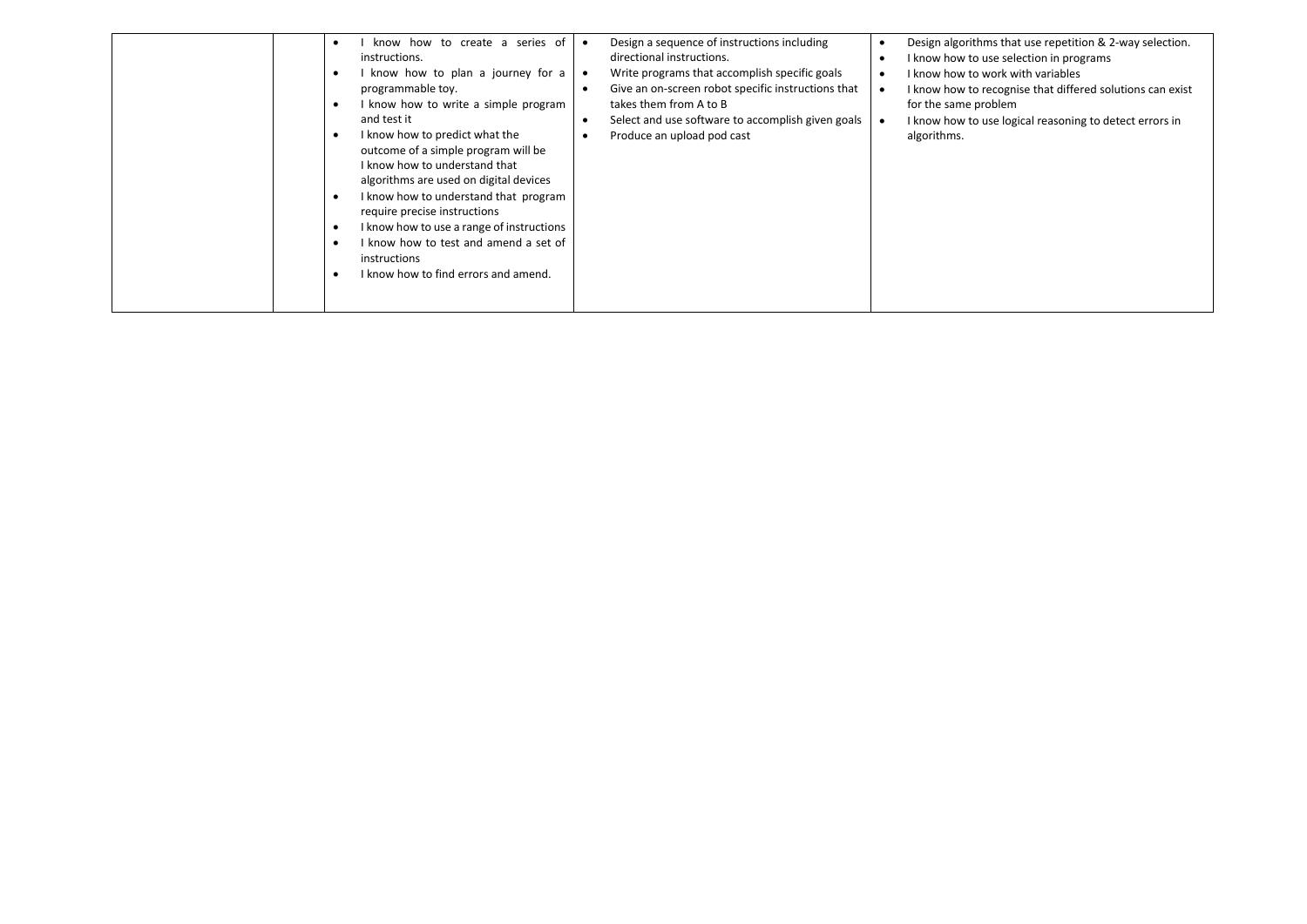| | | | | |
|---|---|---|---|---|
| | | • I know how to create a series of instructions.<br>• I know how to plan a journey for a programmable toy.<br>• I know how to write a simple program and test it<br>• I know how to predict what the outcome of a simple program will be I know how to understand that algorithms are used on digital devices<br>• I know how to understand that program require precise instructions<br>• I know how to use a range of instructions<br>• I know how to test and amend a set of instructions<br>• I know how to find errors and amend. | • Design a sequence of instructions including directional instructions.<br>• Write programs that accomplish specific goals<br>• Give an on-screen robot specific instructions that takes them from A to B<br>• Select and use software to accomplish given goals<br>• Produce an upload pod cast | • Design algorithms that use repetition & 2-way selection.<br>• I know how to use selection in programs<br>• I know how to work with variables<br>• I know how to recognise that differed solutions can exist for the same problem<br>• I know how to use logical reasoning to detect errors in algorithms. |